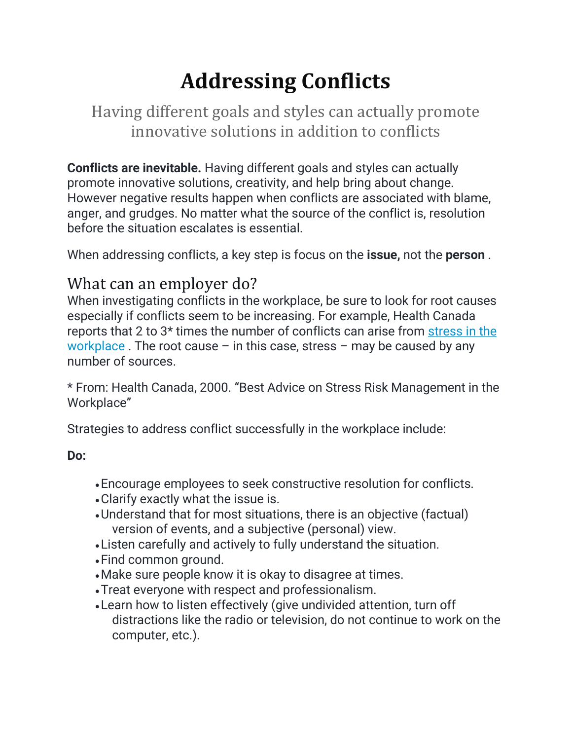# Addressing Conflicts

Having different goals and styles can actually promote innovative solutions in addition to conflicts

**Conflicts are inevitable.** Having different goals and styles can actually promote innovative solutions, creativity, and help bring about change. However negative results happen when conflicts are associated with blame, anger, and grudges. No matter what the source of the conflict is, resolution before the situation escalates is essential.

When addressing conflicts, a key step is focus on the **issue,** not the **person** .

## What can an employer do?

When investigating conflicts in the workplace, be sure to look for root causes especially if conflicts seem to be increasing. For example, Health Canada reports that 2 to 3* times the number of conflicts can arise from stress in the workplace . The root cause – in this case, stress – may be caused by any number of sources.

* From: Health Canada, 2000. "Best Advice on Stress Risk Management in the Workplace"

Strategies to address conflict successfully in the workplace include:

**Do:**

- Encourage employees to seek constructive resolution for conflicts.
- Clarify exactly what the issue is.
- Understand that for most situations, there is an objective (factual) version of events, and a subjective (personal) view.
- Listen carefully and actively to fully understand the situation.
- Find common ground.
- Make sure people know it is okay to disagree at times.
- Treat everyone with respect and professionalism.
- Learn how to listen effectively (give undivided attention, turn off distractions like the radio or television, do not continue to work on the computer, etc.).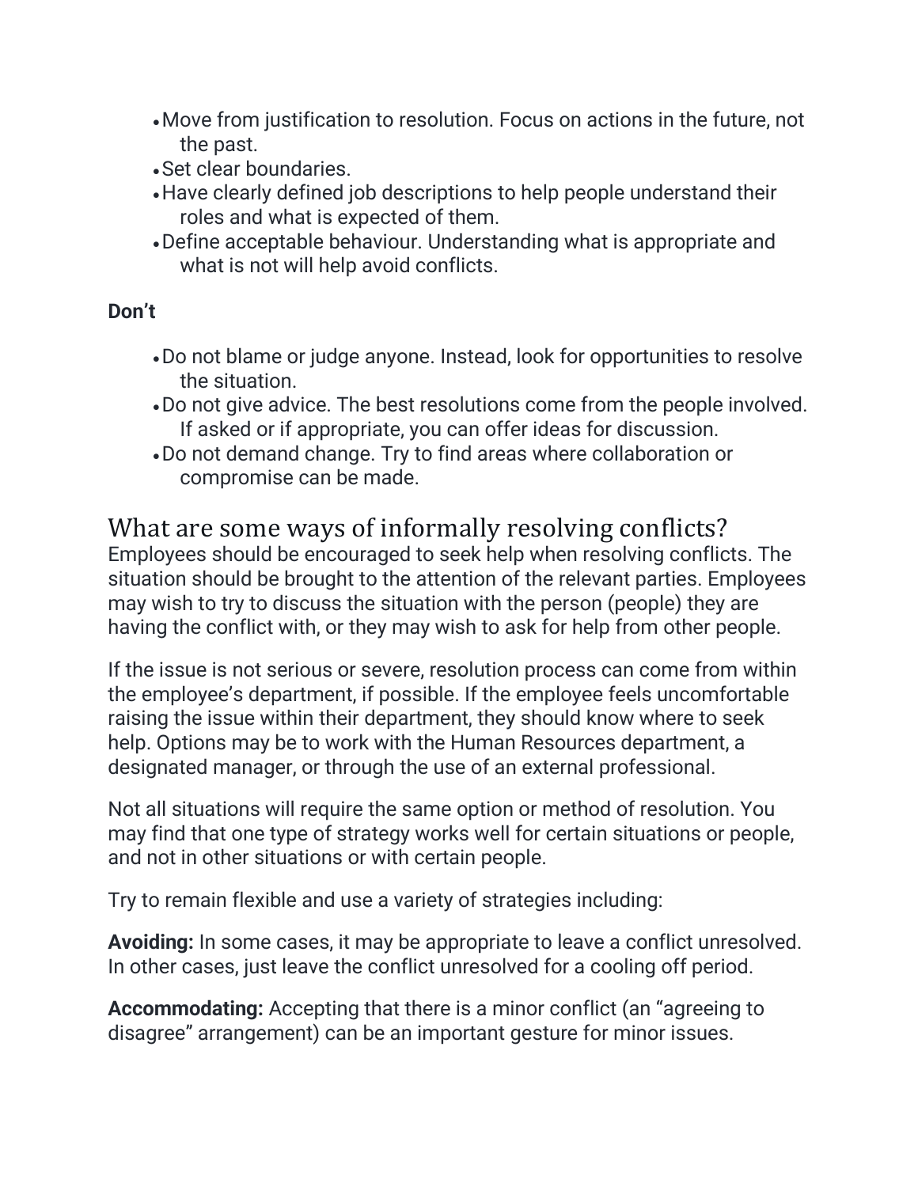- Move from justification to resolution. Focus on actions in the future, not the past.
- Set clear boundaries.
- Have clearly defined job descriptions to help people understand their roles and what is expected of them.
- Define acceptable behaviour. Understanding what is appropriate and what is not will help avoid conflicts.

**Don't**

- Do not blame or judge anyone. Instead, look for opportunities to resolve the situation.
- Do not give advice. The best resolutions come from the people involved. If asked or if appropriate, you can offer ideas for discussion.
- Do not demand change. Try to find areas where collaboration or compromise can be made.

## What are some ways of informally resolving conflicts?

Employees should be encouraged to seek help when resolving conflicts. The situation should be brought to the attention of the relevant parties. Employees may wish to try to discuss the situation with the person (people) they are having the conflict with, or they may wish to ask for help from other people.

If the issue is not serious or severe, resolution process can come from within the employee's department, if possible. If the employee feels uncomfortable raising the issue within their department, they should know where to seek help. Options may be to work with the Human Resources department, a designated manager, or through the use of an external professional.

Not all situations will require the same option or method of resolution. You may find that one type of strategy works well for certain situations or people, and not in other situations or with certain people.

Try to remain flexible and use a variety of strategies including:

**Avoiding:** In some cases, it may be appropriate to leave a conflict unresolved. In other cases, just leave the conflict unresolved for a cooling off period.

**Accommodating:** Accepting that there is a minor conflict (an "agreeing to disagree" arrangement) can be an important gesture for minor issues.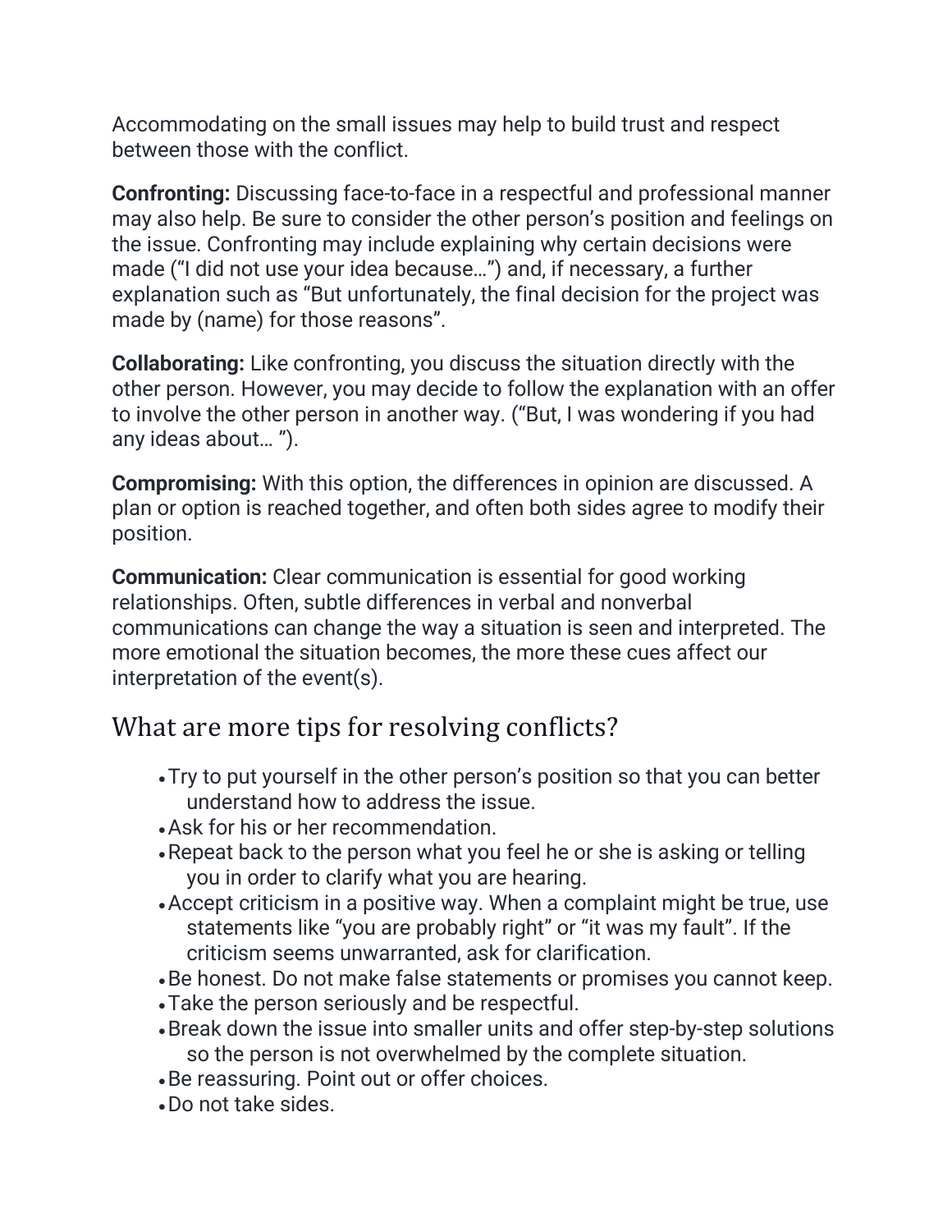Accommodating on the small issues may help to build trust and respect between those with the conflict.

**Confronting:** Discussing face-to-face in a respectful and professional manner may also help. Be sure to consider the other person's position and feelings on the issue. Confronting may include explaining why certain decisions were made ("I did not use your idea because…") and, if necessary, a further explanation such as "But unfortunately, the final decision for the project was made by (name) for those reasons".

**Collaborating:** Like confronting, you discuss the situation directly with the other person. However, you may decide to follow the explanation with an offer to involve the other person in another way. ("But, I was wondering if you had any ideas about… ").

**Compromising:** With this option, the differences in opinion are discussed. A plan or option is reached together, and often both sides agree to modify their position.

**Communication:** Clear communication is essential for good working relationships. Often, subtle differences in verbal and nonverbal communications can change the way a situation is seen and interpreted. The more emotional the situation becomes, the more these cues affect our interpretation of the event(s).

## What are more tips for resolving conflicts?

- Try to put yourself in the other person's position so that you can better understand how to address the issue.
- Ask for his or her recommendation.
- Repeat back to the person what you feel he or she is asking or telling you in order to clarify what you are hearing.
- Accept criticism in a positive way. When a complaint might be true, use statements like "you are probably right" or "it was my fault". If the criticism seems unwarranted, ask for clarification.
- Be honest. Do not make false statements or promises you cannot keep.
- Take the person seriously and be respectful.
- Break down the issue into smaller units and offer step-by-step solutions so the person is not overwhelmed by the complete situation.
- Be reassuring. Point out or offer choices.
- Do not take sides.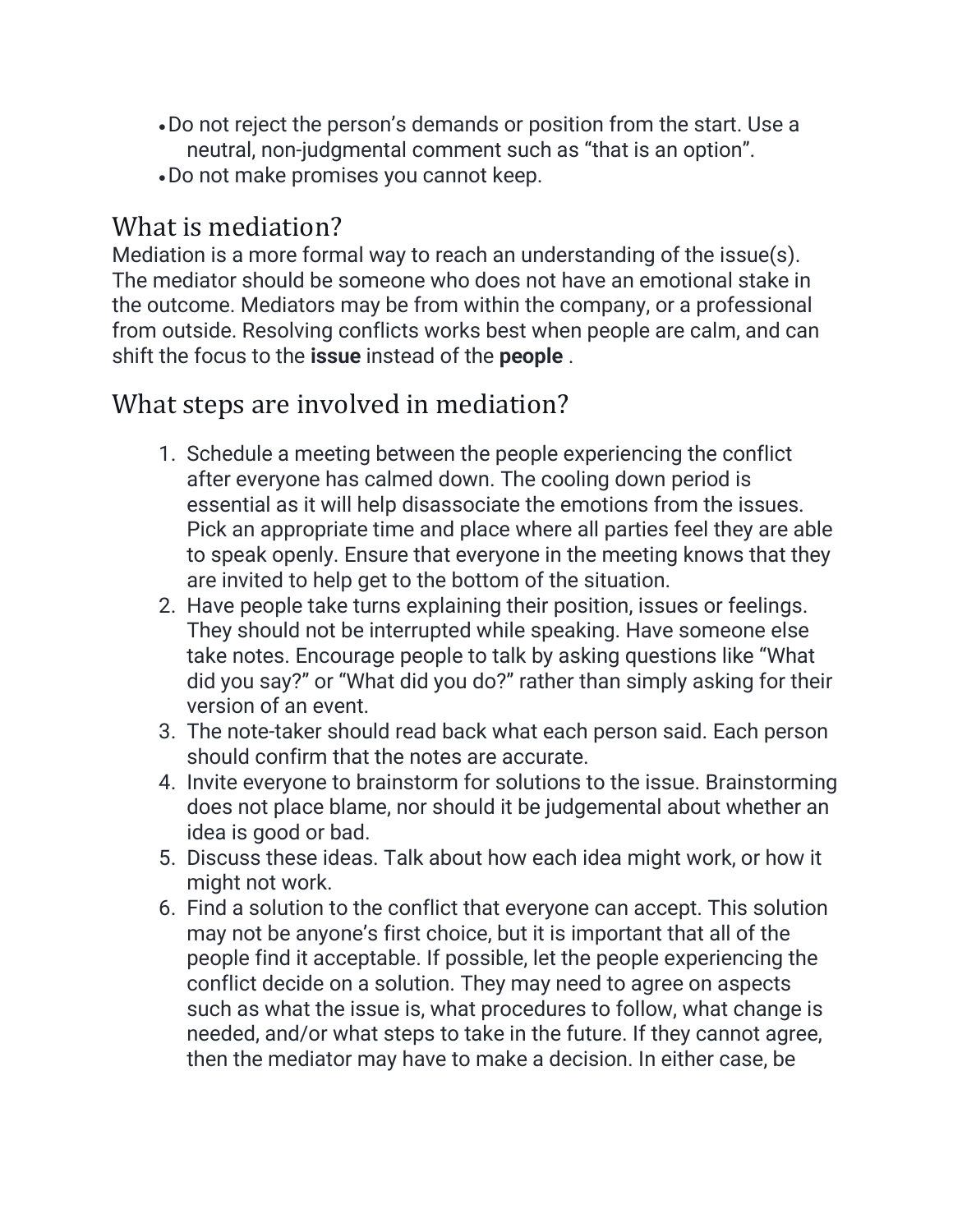- Do not reject the person's demands or position from the start. Use a neutral, non-judgmental comment such as "that is an option".
- Do not make promises you cannot keep.

## What is mediation?

Mediation is a more formal way to reach an understanding of the issue(s). The mediator should be someone who does not have an emotional stake in the outcome. Mediators may be from within the company, or a professional from outside. Resolving conflicts works best when people are calm, and can shift the focus to the **issue** instead of the **people** .

## What steps are involved in mediation?

1. Schedule a meeting between the people experiencing the conflict after everyone has calmed down. The cooling down period is essential as it will help disassociate the emotions from the issues. Pick an appropriate time and place where all parties feel they are able to speak openly. Ensure that everyone in the meeting knows that they are invited to help get to the bottom of the situation.
2. Have people take turns explaining their position, issues or feelings. They should not be interrupted while speaking. Have someone else take notes. Encourage people to talk by asking questions like "What did you say?" or "What did you do?" rather than simply asking for their version of an event.
3. The note-taker should read back what each person said. Each person should confirm that the notes are accurate.
4. Invite everyone to brainstorm for solutions to the issue. Brainstorming does not place blame, nor should it be judgemental about whether an idea is good or bad.
5. Discuss these ideas. Talk about how each idea might work, or how it might not work.
6. Find a solution to the conflict that everyone can accept. This solution may not be anyone's first choice, but it is important that all of the people find it acceptable. If possible, let the people experiencing the conflict decide on a solution. They may need to agree on aspects such as what the issue is, what procedures to follow, what change is needed, and/or what steps to take in the future. If they cannot agree, then the mediator may have to make a decision. In either case, be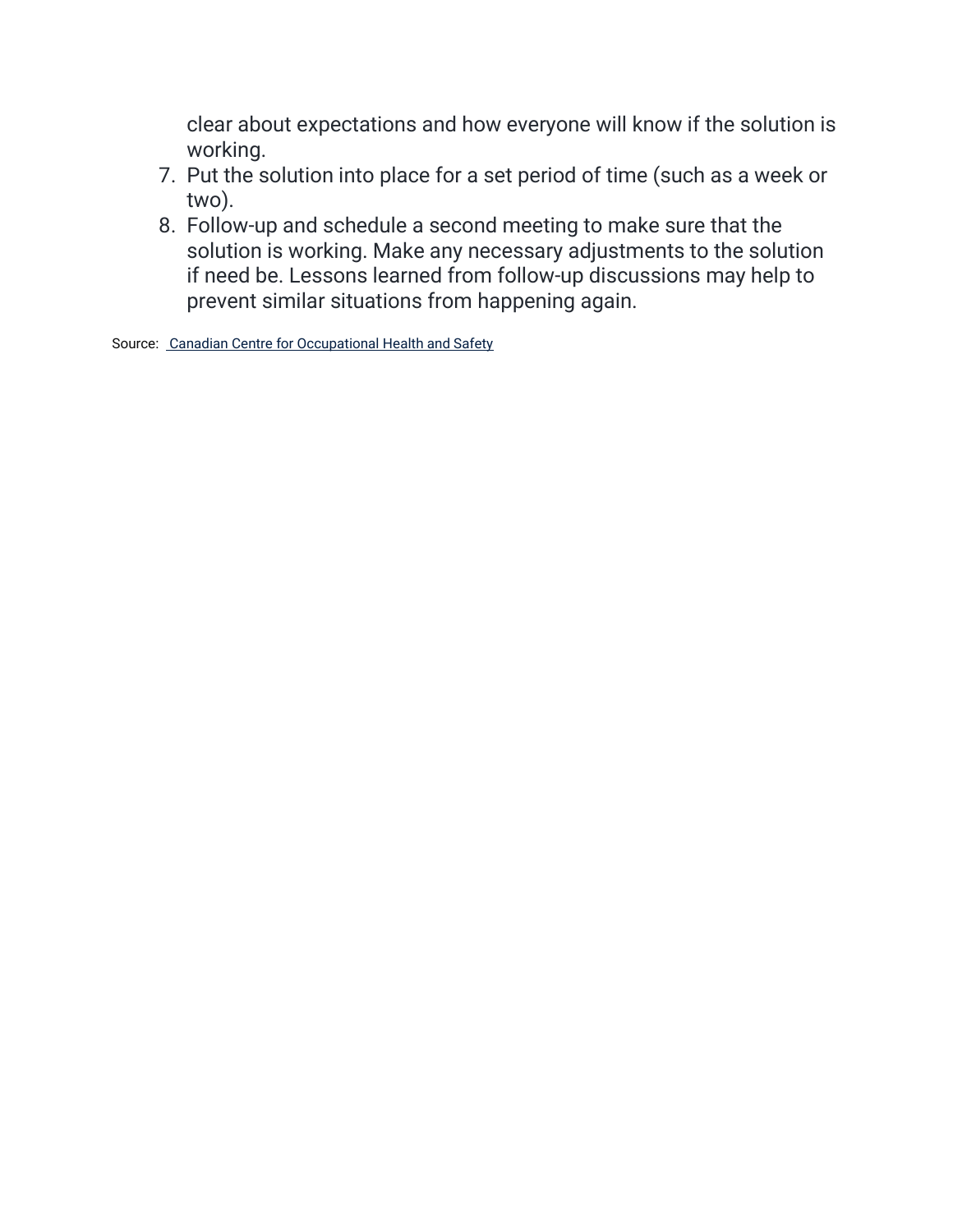clear about expectations and how everyone will know if the solution is working.

7. Put the solution into place for a set period of time (such as a week or two).
8. Follow-up and schedule a second meeting to make sure that the solution is working. Make any necessary adjustments to the solution if need be. Lessons learned from follow-up discussions may help to prevent similar situations from happening again.

Source: Canadian Centre for Occupational Health and Safety